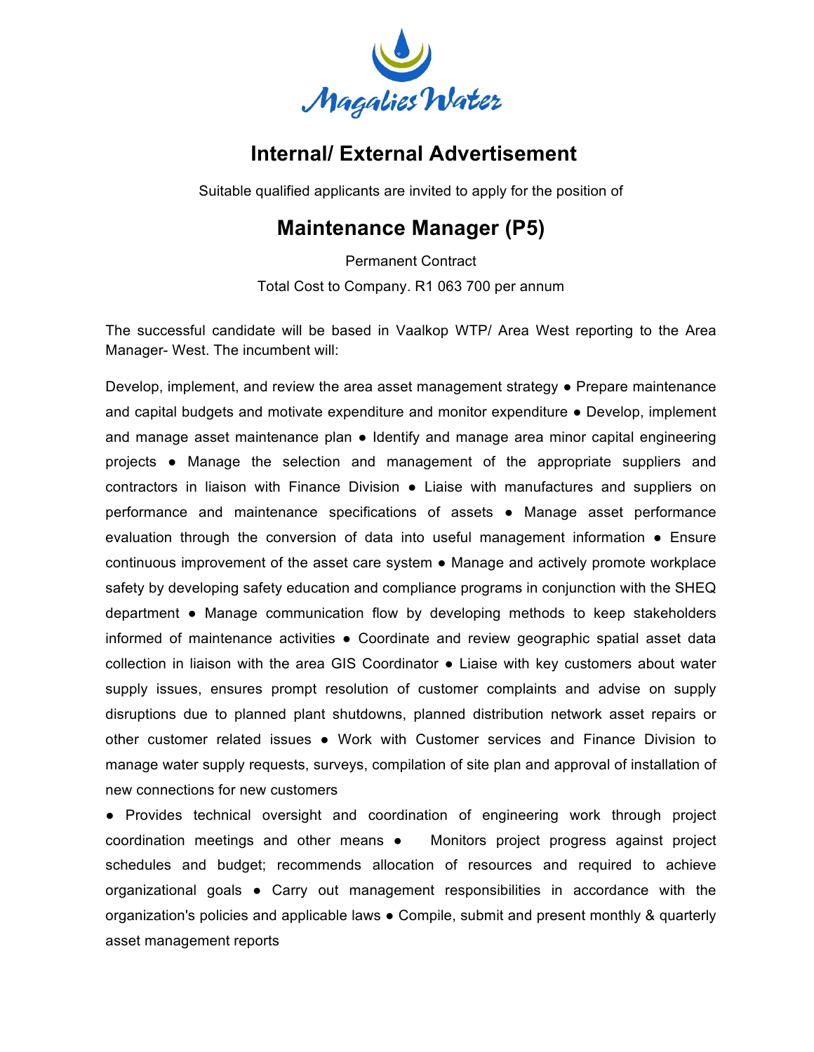Magalies Water

# Internal/ External Advertisement

Suitable qualified applicants are invited to apply for the position of

## Maintenance Manager (P5)

Permanent Contract

Total Cost to Company. R1 063 700 per annum

The successful candidate will be based in Vaalkop WTP/ Area West reporting to the Area Manager- West. The incumbent will:

Develop, implement, and review the area asset management strategy ● Prepare maintenance and capital budgets and motivate expenditure and monitor expenditure ● Develop, implement and manage asset maintenance plan ● Identify and manage area minor capital engineering projects ● Manage the selection and management of the appropriate suppliers and contractors in liaison with Finance Division ● Liaise with manufactures and suppliers on performance and maintenance specifications of assets ● Manage asset performance evaluation through the conversion of data into useful management information ● Ensure continuous improvement of the asset care system ● Manage and actively promote workplace safety by developing safety education and compliance programs in conjunction with the SHEQ department ● Manage communication flow by developing methods to keep stakeholders informed of maintenance activities ● Coordinate and review geographic spatial asset data collection in liaison with the area GIS Coordinator ● Liaise with key customers about water supply issues, ensures prompt resolution of customer complaints and advise on supply disruptions due to planned plant shutdowns, planned distribution network asset repairs or other customer related issues ● Work with Customer services and Finance Division to manage water supply requests, surveys, compilation of site plan and approval of installation of new connections for new customers

● Provides technical oversight and coordination of engineering work through project coordination meetings and other means ● Monitors project progress against project schedules and budget; recommends allocation of resources and required to achieve organizational goals ● Carry out management responsibilities in accordance with the organization's policies and applicable laws ● Compile, submit and present monthly & quarterly asset management reports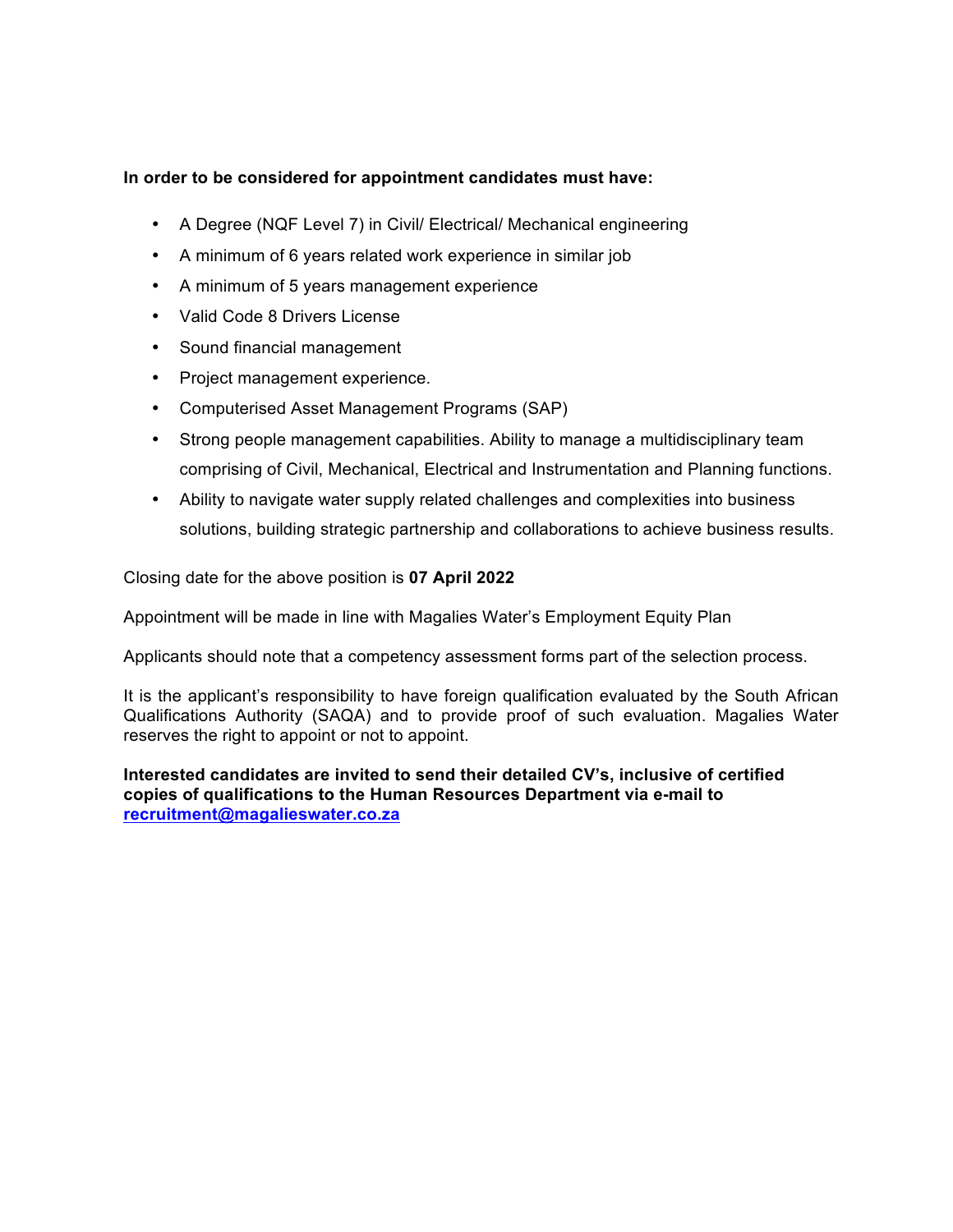**In order to be considered for appointment candidates must have:**

- A Degree (NQF Level 7) in Civil/ Electrical/ Mechanical engineering
- A minimum of 6 years related work experience in similar job
- A minimum of 5 years management experience
- Valid Code 8 Drivers License
- Sound financial management
- Project management experience.
- Computerised Asset Management Programs (SAP)
- Strong people management capabilities. Ability to manage a multidisciplinary team comprising of Civil, Mechanical, Electrical and Instrumentation and Planning functions.
- Ability to navigate water supply related challenges and complexities into business solutions, building strategic partnership and collaborations to achieve business results.

Closing date for the above position is **07 April 2022**

Appointment will be made in line with Magalies Water's Employment Equity Plan

Applicants should note that a competency assessment forms part of the selection process.

It is the applicant's responsibility to have foreign qualification evaluated by the South African Qualifications Authority (SAQA) and to provide proof of such evaluation. Magalies Water reserves the right to appoint or not to appoint.

**Interested candidates are invited to send their detailed CV's, inclusive of certified copies of qualifications to the Human Resources Department via e-mail to [recruitment@magalieswater.co.za](mailto:recruitment@magalieswater.co.za)**